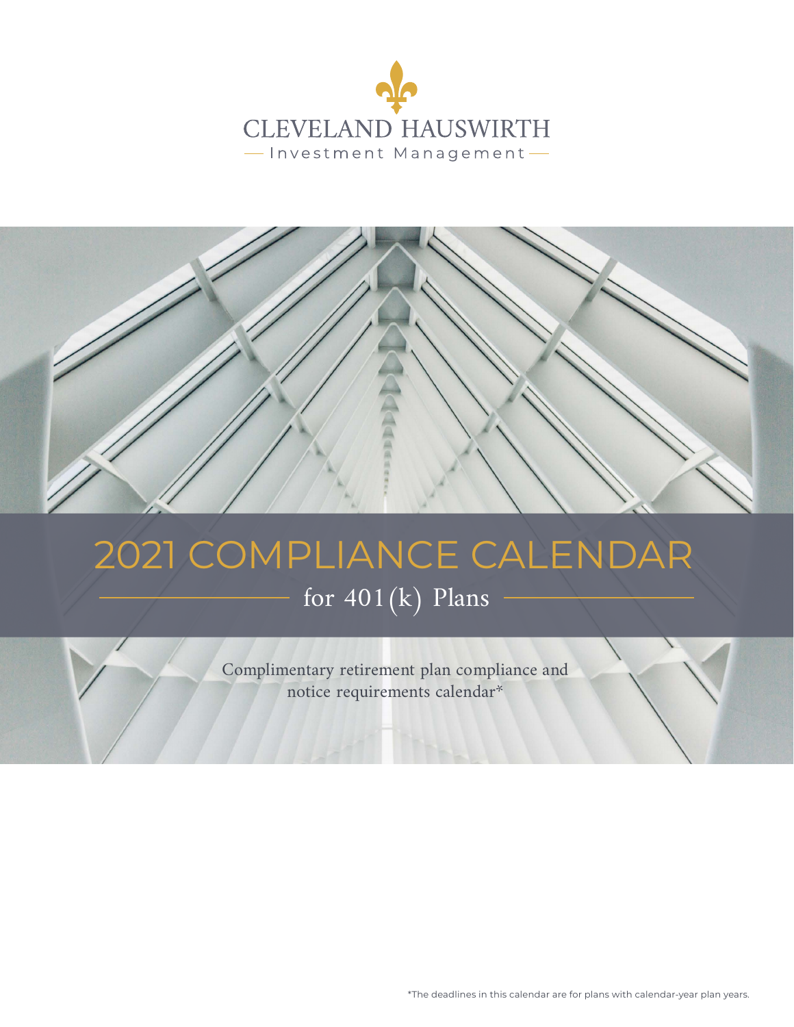CLEVELAND HAUSWIRTH

Investment Management

# 2021 COMPLIANCE CALENDAR

## for 401(k) Plans

Complimentary retirement plan compliance and notice requirements calendar*

*The deadlines in this calendar are for plans with calendar-year plan years.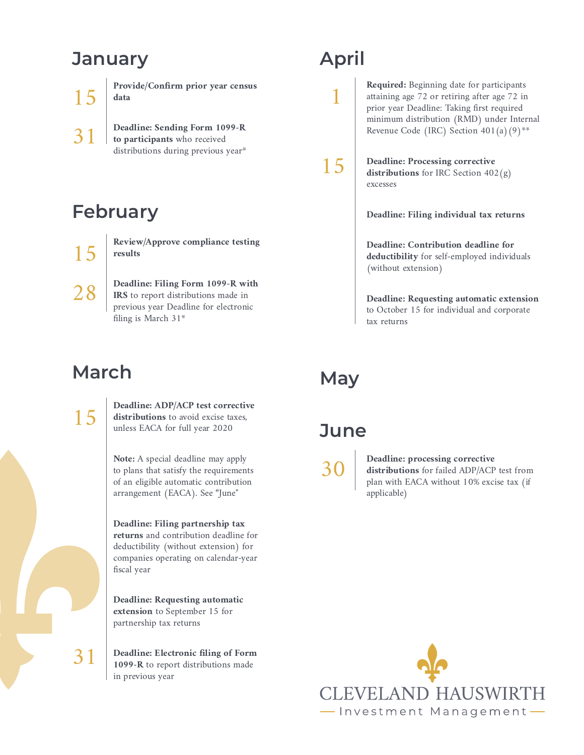## January

**15** — **Provide/Confirm prior year census data**

**31** — **Deadline: Sending Form 1099-R to participants** who received distributions during previous year*

## February

**15** — **Review/Approve compliance testing results**

**28** — **Deadline: Filing Form 1099-R with IRS** to report distributions made in previous year Deadline for electronic filing is March 31*

## March

**15** — **Deadline: ADP/ACP test corrective distributions** to avoid excise taxes, unless EACA for full year 2020

**Note:** A special deadline may apply to plans that satisfy the requirements of an eligible automatic contribution arrangement (EACA). See "June"

**Deadline: Filing partnership tax returns** and contribution deadline for deductibility (without extension) for companies operating on calendar-year fiscal year

**Deadline: Requesting automatic extension** to September 15 for partnership tax returns

**31** — **Deadline: Electronic filing of Form 1099-R** to report distributions made in previous year

## April

**1** — **Required:** Beginning date for participants attaining age 72 or retiring after age 72 in prior year Deadline: Taking first required minimum distribution (RMD) under Internal Revenue Code (IRC) Section 401(a)(9)**

**15** — **Deadline: Processing corrective distributions** for IRC Section 402(g) excesses

**Deadline: Filing individual tax returns**

**Deadline: Contribution deadline for deductibility** for self-employed individuals (without extension)

**Deadline: Requesting automatic extension** to October 15 for individual and corporate tax returns

## May

## June

**30** — **Deadline: processing corrective distributions** for failed ADP/ACP test from plan with EACA without 10% excise tax (if applicable)

CLEVELAND HAUSWIRTH
Investment Management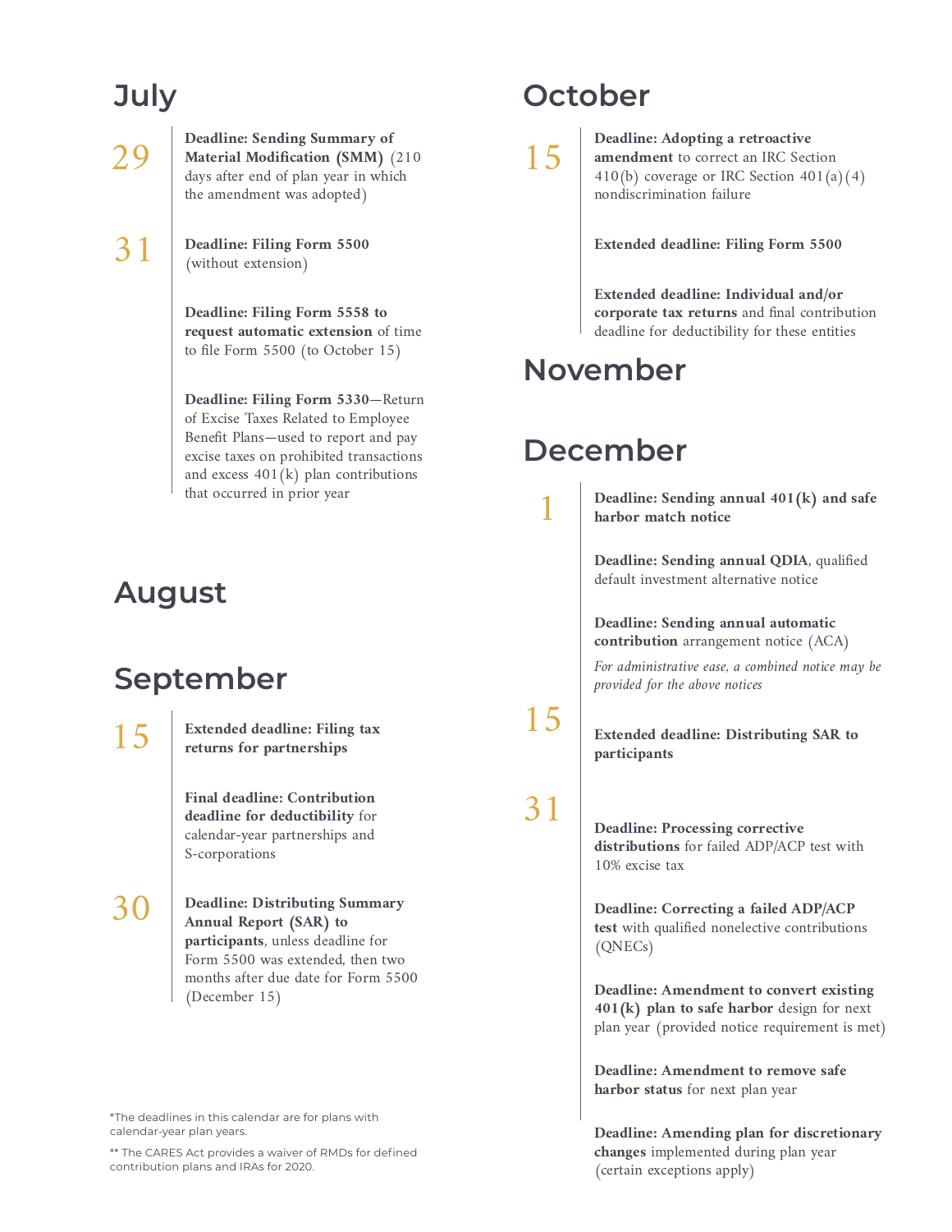## July

**29**

**Deadline: Sending Summary of Material Modification (SMM)** (210 days after end of plan year in which the amendment was adopted)

**31**

**Deadline: Filing Form 5500** (without extension)

**Deadline: Filing Form 5558 to request automatic extension** of time to file Form 5500 (to October 15)

**Deadline: Filing Form 5330**—Return of Excise Taxes Related to Employee Benefit Plans—used to report and pay excise taxes on prohibited transactions and excess 401(k) plan contributions that occurred in prior year

## August

## September

**15**

**Extended deadline: Filing tax returns for partnerships**

**Final deadline: Contribution deadline for deductibility** for calendar-year partnerships and S-corporations

**30**

**Deadline: Distributing Summary Annual Report (SAR) to participants**, unless deadline for Form 5500 was extended, then two months after due date for Form 5500 (December 15)

## October

**15**

**Deadline: Adopting a retroactive amendment** to correct an IRC Section 410(b) coverage or IRC Section 401(a)(4) nondiscrimination failure

**Extended deadline: Filing Form 5500**

**Extended deadline: Individual and/or corporate tax returns** and final contribution deadline for deductibility for these entities

## November

## December

**1**

**Deadline: Sending annual 401(k) and safe harbor match notice**

**Deadline: Sending annual QDIA**, qualified default investment alternative notice

**Deadline: Sending annual automatic contribution** arrangement notice (ACA)

*For administrative ease, a combined notice may be provided for the above notices*

**15**

**Extended deadline: Distributing SAR to participants**

**31**

**Deadline: Processing corrective distributions** for failed ADP/ACP test with 10% excise tax

**Deadline: Correcting a failed ADP/ACP test** with qualified nonelective contributions (QNECs)

**Deadline: Amendment to convert existing 401(k) plan to safe harbor** design for next plan year (provided notice requirement is met)

**Deadline: Amendment to remove safe harbor status** for next plan year

**Deadline: Amending plan for discretionary changes** implemented during plan year (certain exceptions apply)

*The deadlines in this calendar are for plans with calendar-year plan years.

** The CARES Act provides a waiver of RMDs for defined contribution plans and IRAs for 2020.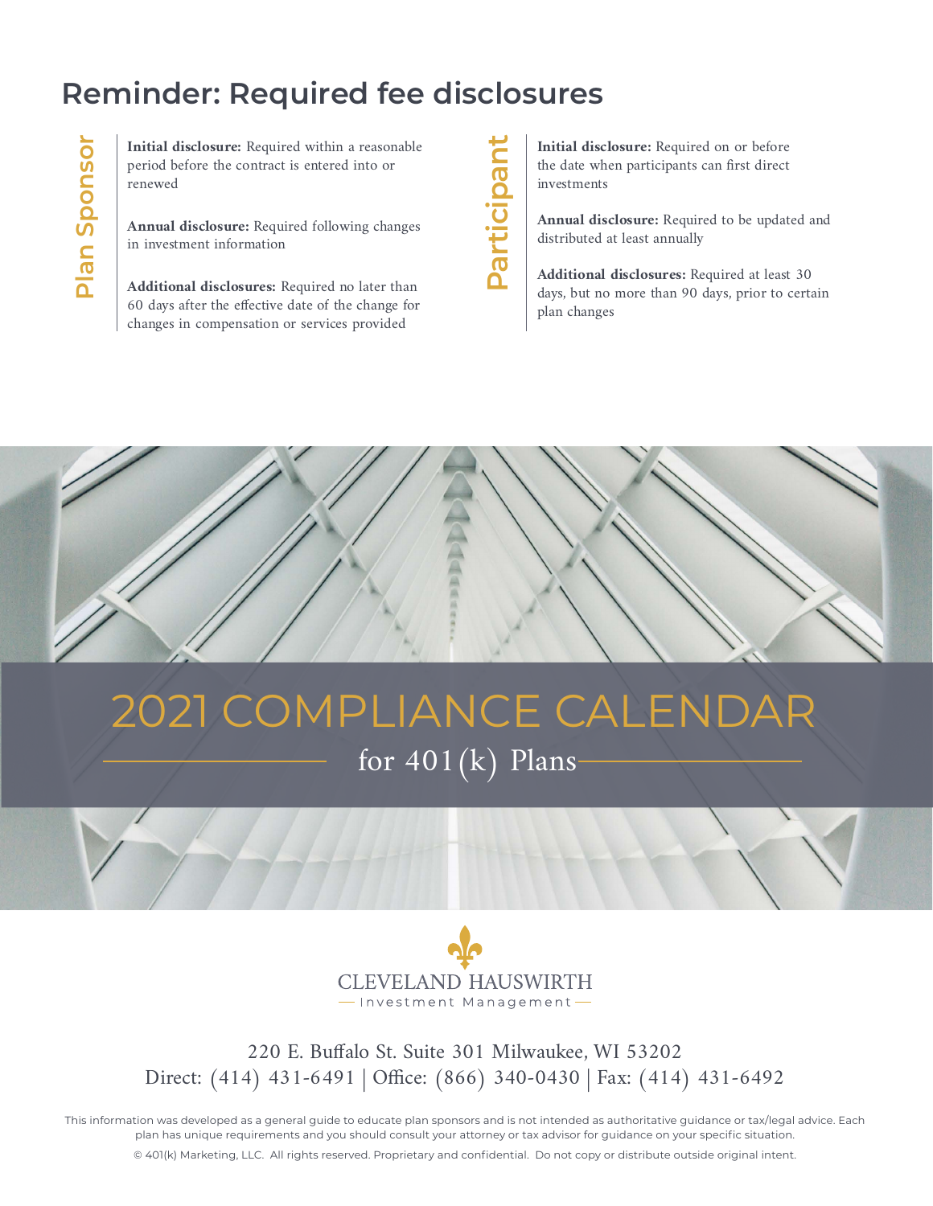## Reminder: Required fee disclosures

### Plan Sponsor

**Initial disclosure:** Required within a reasonable period before the contract is entered into or renewed

**Annual disclosure:** Required following changes in investment information

**Additional disclosures:** Required no later than 60 days after the effective date of the change for changes in compensation or services provided

### Participant

**Initial disclosure:** Required on or before the date when participants can first direct investments

**Annual disclosure:** Required to be updated and distributed at least annually

**Additional disclosures:** Required at least 30 days, but no more than 90 days, prior to certain plan changes

# 2021 COMPLIANCE CALENDAR

## for 401(k) Plans

CLEVELAND HAUSWIRTH

Investment Management

220 E. Buffalo St. Suite 301 Milwaukee, WI 53202

Direct: (414) 431-6491 | Office: (866) 340-0430 | Fax: (414) 431-6492

This information was developed as a general guide to educate plan sponsors and is not intended as authoritative guidance or tax/legal advice. Each plan has unique requirements and you should consult your attorney or tax advisor for guidance on your specific situation.

© 401(k) Marketing, LLC. All rights reserved. Proprietary and confidential. Do not copy or distribute outside original intent.